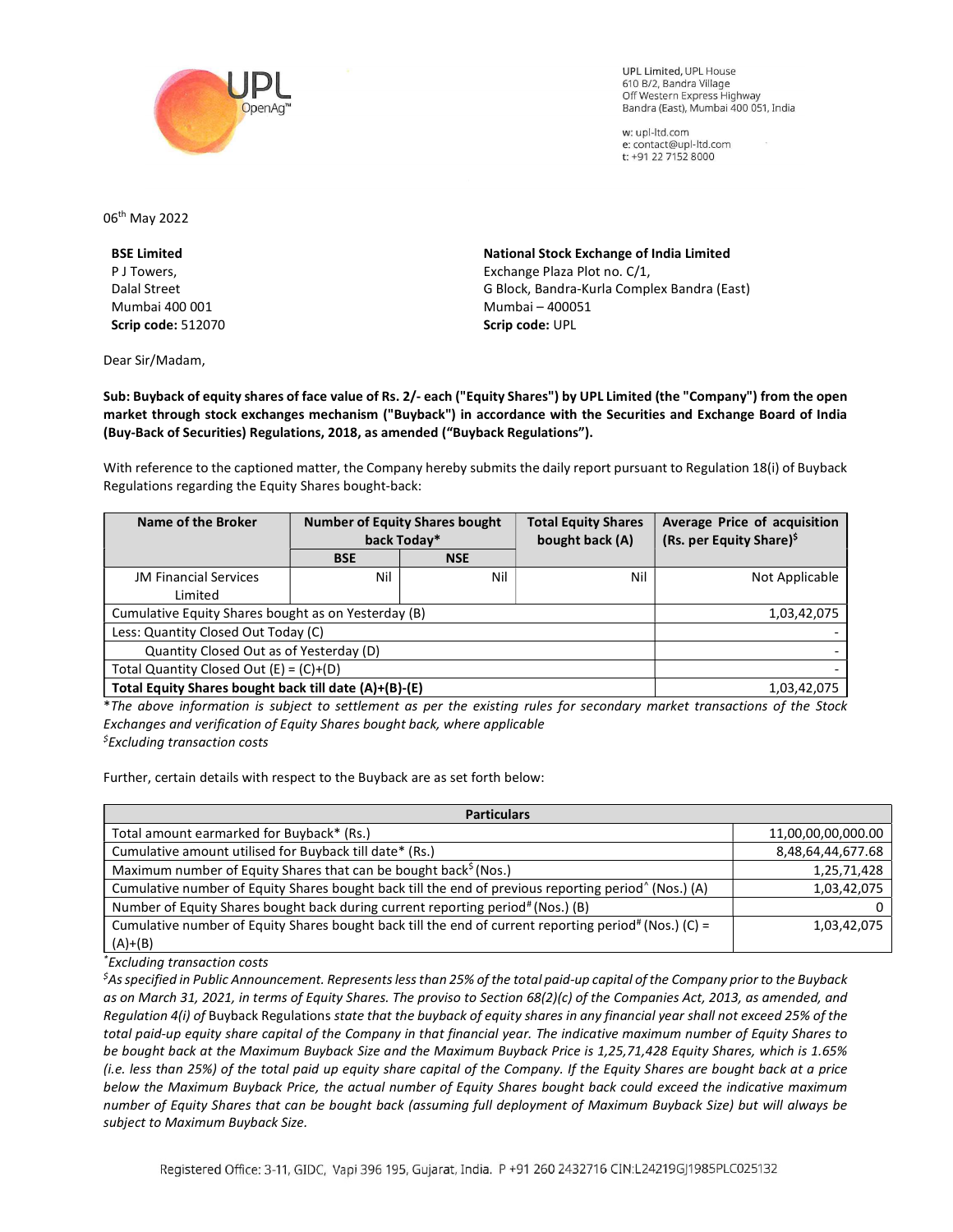UPL Limited, UPL House
610 B/2, Bandra Village
Off Western Express Highway
Bandra (East), Mumbai 400 051, India

w: upl-ltd.com
e: contact@upl-ltd.com
t: +91 22 7152 8000

06th May 2022

**BSE Limited**
P J Towers,
Dalal Street
Mumbai 400 001
**Scrip code:** 512070

**National Stock Exchange of India Limited**
Exchange Plaza Plot no. C/1,
G Block, Bandra-Kurla Complex Bandra (East)
Mumbai – 400051
**Scrip code:** UPL

Dear Sir/Madam,

**Sub: Buyback of equity shares of face value of Rs. 2/- each ("Equity Shares") by UPL Limited (the "Company") from the open market through stock exchanges mechanism ("Buyback") in accordance with the Securities and Exchange Board of India (Buy-Back of Securities) Regulations, 2018, as amended ("Buyback Regulations").**

With reference to the captioned matter, the Company hereby submits the daily report pursuant to Regulation 18(i) of Buyback Regulations regarding the Equity Shares bought-back:

| Name of the Broker | Number of Equity Shares bought back Today* | | Total Equity Shares bought back (A) | Average Price of acquisition (Rs. per Equity Share)$ |
|---|---|---|---|---|
| | BSE | NSE | | |
| JM Financial Services Limited | Nil | Nil | Nil | Not Applicable |
| Cumulative Equity Shares bought as on Yesterday (B) | | | | 1,03,42,075 |
| Less: Quantity Closed Out Today (C) | | | | - |
| Quantity Closed Out as of Yesterday (D) | | | | - |
| Total Quantity Closed Out (E) = (C)+(D) | | | | - |
| **Total Equity Shares bought back till date (A)+(B)-(E)** | | | | 1,03,42,075 |

**The above information is subject to settlement as per the existing rules for secondary market transactions of the Stock Exchanges and verification of Equity Shares bought back, where applicable*

*$Excluding transaction costs*

Further, certain details with respect to the Buyback are as set forth below:

| Particulars | |
|---|---|
| Total amount earmarked for Buyback* (Rs.) | 11,00,00,00,000.00 |
| Cumulative amount utilised for Buyback till date* (Rs.) | 8,48,64,44,677.68 |
| Maximum number of Equity Shares that can be bought back$ (Nos.) | 1,25,71,428 |
| Cumulative number of Equity Shares bought back till the end of previous reporting period^ (Nos.) (A) | 1,03,42,075 |
| Number of Equity Shares bought back during current reporting period# (Nos.) (B) | 0 |
| Cumulative number of Equity Shares bought back till the end of current reporting period# (Nos.) (C) = (A)+(B) | 1,03,42,075 |

**Excluding transaction costs*

*$As specified in Public Announcement. Represents less than 25% of the total paid-up capital of the Company prior to the Buyback as on March 31, 2021, in terms of Equity Shares. The proviso to Section 68(2)(c) of the Companies Act, 2013, as amended, and Regulation 4(i) of* Buyback Regulations *state that the buyback of equity shares in any financial year shall not exceed 25% of the total paid-up equity share capital of the Company in that financial year. The indicative maximum number of Equity Shares to be bought back at the Maximum Buyback Size and the Maximum Buyback Price is 1,25,71,428 Equity Shares, which is 1.65% (i.e. less than 25%) of the total paid up equity share capital of the Company. If the Equity Shares are bought back at a price below the Maximum Buyback Price, the actual number of Equity Shares bought back could exceed the indicative maximum number of Equity Shares that can be bought back (assuming full deployment of Maximum Buyback Size) but will always be subject to Maximum Buyback Size.*

Registered Office: 3-11, GIDC, Vapi 396 195, Gujarat, India. P +91 260 2432716 CIN:L24219GJ1985PLC025132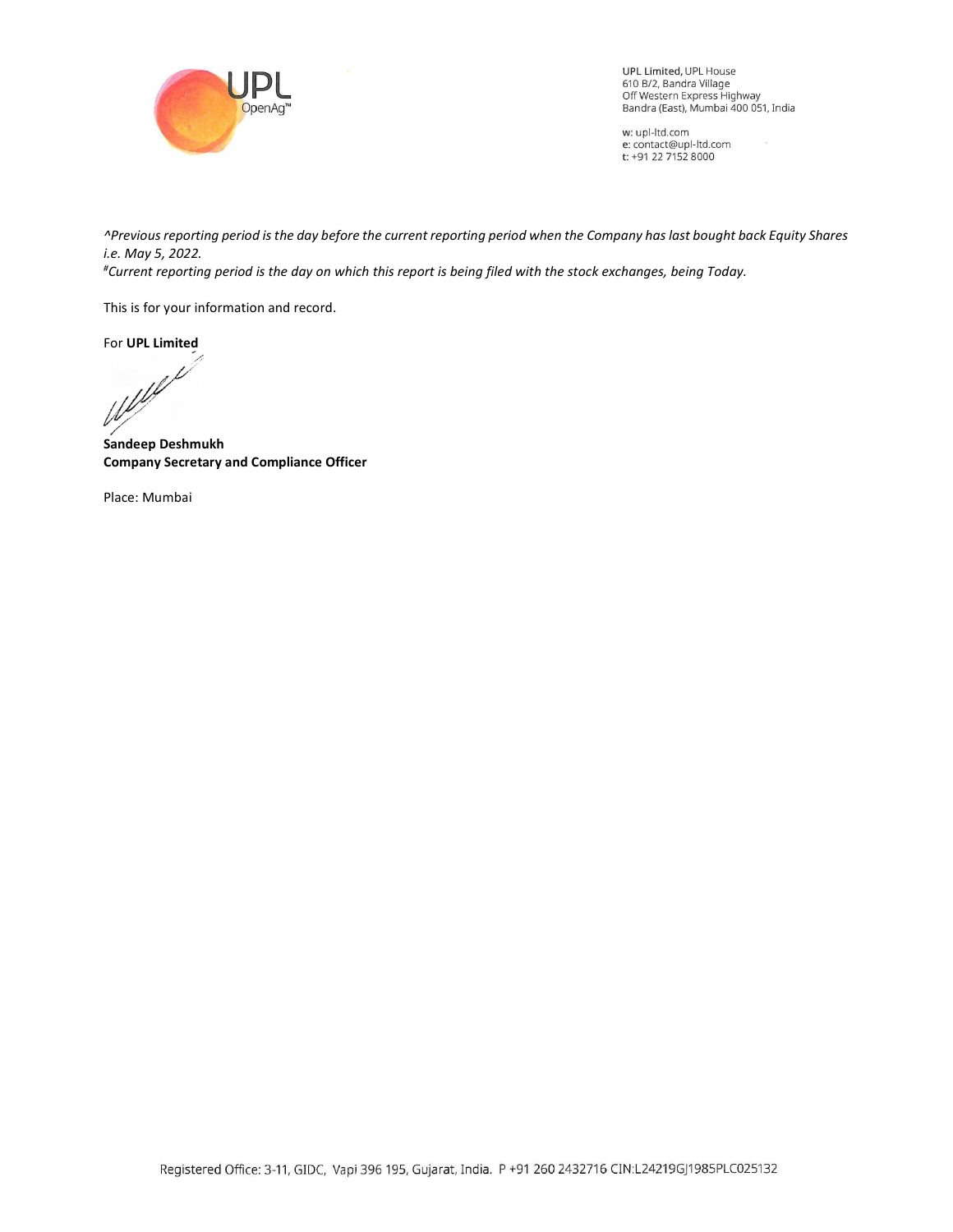*^Previous reporting period is the day before the current reporting period when the Company has last bought back Equity Shares i.e. May 5, 2022.*
*#Current reporting period is the day on which this report is being filed with the stock exchanges, being Today.*

This is for your information and record.

For **UPL Limited**

**Sandeep Deshmukh**
**Company Secretary and Compliance Officer**

Place: Mumbai